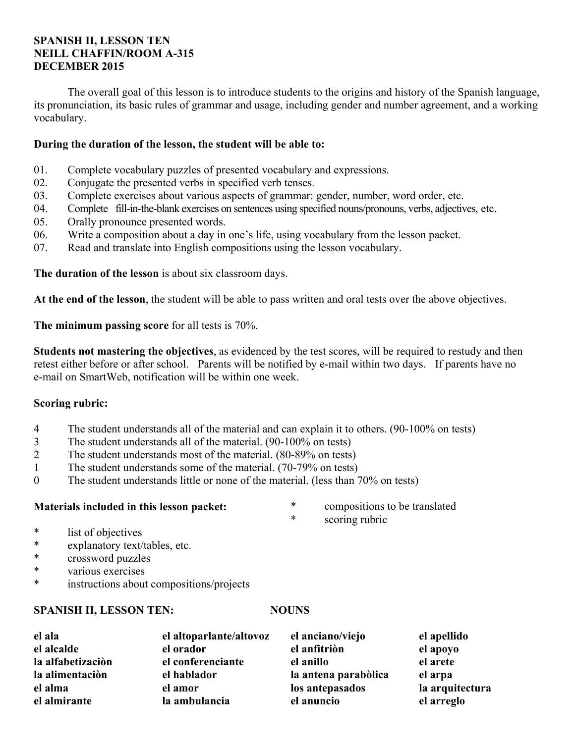**SPANISH II, LESSON TEN**
**NEILL CHAFFIN/ROOM A-315**
**DECEMBER 2015**

The overall goal of this lesson is to introduce students to the origins and history of the Spanish language, its pronunciation, its basic rules of grammar and usage, including gender and number agreement, and a working vocabulary.

**During the duration of the lesson, the student will be able to:**

01. Complete vocabulary puzzles of presented vocabulary and expressions.
02. Conjugate the presented verbs in specified verb tenses.
03. Complete exercises about various aspects of grammar: gender, number, word order, etc.
04. Complete fill-in-the-blank exercises on sentences using specified nouns/pronouns, verbs, adjectives, etc.
05. Orally pronounce presented words.
06. Write a composition about a day in one's life, using vocabulary from the lesson packet.
07. Read and translate into English compositions using the lesson vocabulary.

**The duration of the lesson** is about six classroom days.

**At the end of the lesson**, the student will be able to pass written and oral tests over the above objectives.

**The minimum passing score** for all tests is 70%.

**Students not mastering the objectives**, as evidenced by the test scores, will be required to restudy and then retest either before or after school. Parents will be notified by e-mail within two days. If parents have no e-mail on SmartWeb, notification will be within one week.

**Scoring rubric:**

4 The student understands all of the material and can explain it to others. (90-100% on tests)
3 The student understands all of the material. (90-100% on tests)
2 The student understands most of the material. (80-89% on tests)
1 The student understands some of the material. (70-79% on tests)
0 The student understands little or none of the material. (less than 70% on tests)

**Materials included in this lesson packet:**

* list of objectives
* explanatory text/tables, etc.
* crossword puzzles
* various exercises
* instructions about compositions/projects
* compositions to be translated
* scoring rubric

**SPANISH II, LESSON TEN: NOUNS**

| | | | |
|---|---|---|---|
| **el ala** | **el altoparlante/altovoz** | **el anciano/viejo** | **el apellido** |
| **el alcalde** | **el orador** | **el anfitriòn** | **el apoyo** |
| **la alfabetizaciòn** | **el conferenciante** | **el anillo** | **el arete** |
| **la alimentaciòn** | **el hablador** | **la antena parabòlica** | **el arpa** |
| **el alma** | **el amor** | **los antepasados** | **la arquitectura** |
| **el almirante** | **la ambulancia** | **el anuncio** | **el arreglo** |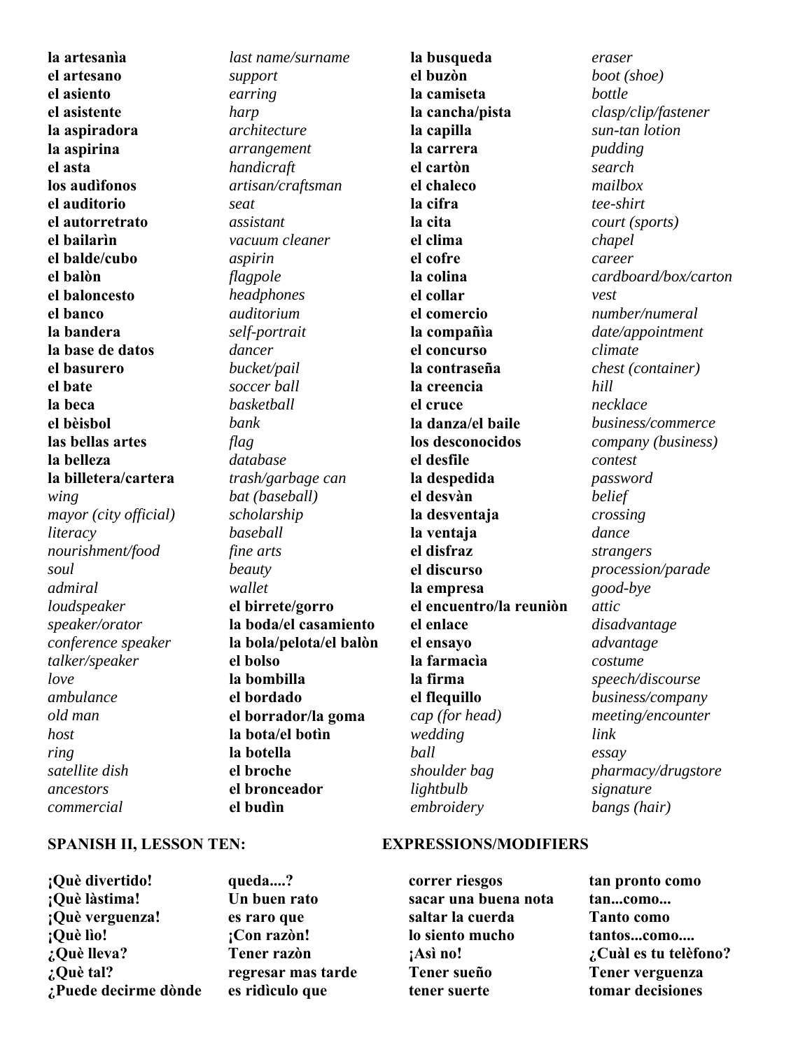| | | | |
|---|---|---|---|
| **la artesanìa** | *last name/surname* | **la busqueda** | *eraser* |
| **el artesano** | *support* | **el buzòn** | *boot (shoe)* |
| **el asiento** | *earring* | **la camiseta** | *bottle* |
| **el asistente** | *harp* | **la cancha/pista** | *clasp/clip/fastener* |
| **la aspiradora** | *architecture* | **la capilla** | *sun-tan lotion* |
| **la aspirina** | *arrangement* | **la carrera** | *pudding* |
| **el asta** | *handicraft* | **el cartòn** | *search* |
| **los audìfonos** | *artisan/craftsman* | **el chaleco** | *mailbox* |
| **el auditorio** | *seat* | **la cifra** | *tee-shirt* |
| **el autorretrato** | *assistant* | **la cita** | *court (sports)* |
| **el bailarìn** | *vacuum cleaner* | **el clima** | *chapel* |
| **el balde/cubo** | *aspirin* | **el cofre** | *career* |
| **el balòn** | *flagpole* | **la colina** | *cardboard/box/carton* |
| **el baloncesto** | *headphones* | **el collar** | *vest* |
| **el banco** | *auditorium* | **el comercio** | *number/numeral* |
| **la bandera** | *self-portrait* | **la compañìa** | *date/appointment* |
| **la base de datos** | *dancer* | **el concurso** | *climate* |
| **el basurero** | *bucket/pail* | **la contraseña** | *chest (container)* |
| **el bate** | *soccer ball* | **la creencia** | *hill* |
| **la beca** | *basketball* | **el cruce** | *necklace* |
| **el bèisbol** | *bank* | **la danza/el baile** | *business/commerce* |
| **las bellas artes** | *flag* | **los desconocidos** | *company (business)* |
| **la belleza** | *database* | **el desfile** | *contest* |
| **la billetera/cartera** | *trash/garbage can* | **la despedida** | *password* |
| *wing* | *bat (baseball)* | **el desvàn** | *belief* |
| *mayor (city official)* | *scholarship* | **la desventaja** | *crossing* |
| *literacy* | *baseball* | **la ventaja** | *dance* |
| *nourishment/food* | *fine arts* | **el disfraz** | *strangers* |
| *soul* | *beauty* | **el discurso** | *procession/parade* |
| *admiral* | *wallet* | **la empresa** | *good-bye* |
| *loudspeaker* | **el birrete/gorro** | **el encuentro/la reuniòn** | *attic* |
| *speaker/orator* | **la boda/el casamiento** | **el enlace** | *disadvantage* |
| *conference speaker* | **la bola/pelota/el balòn** | **el ensayo** | *advantage* |
| *talker/speaker* | **el bolso** | **la farmacìa** | *costume* |
| *love* | **la bombilla** | **la firma** | *speech/discourse* |
| *ambulance* | **el bordado** | **el flequillo** | *business/company* |
| *old man* | **el borrador/la goma** | *cap (for head)* | *meeting/encounter* |
| *host* | **la bota/el botìn** | *wedding* | *link* |
| *ring* | **la botella** | *ball* | *essay* |
| *satellite dish* | **el broche** | *shoulder bag* | *pharmacy/drugstore* |
| *ancestors* | **el bronceador** | *lightbulb* | *signature* |
| *commercial* | **el budìn** | *embroidery* | *bangs (hair)* |

## SPANISH II, LESSON TEN: EXPRESSIONS/MODIFIERS

| | | | |
|---|---|---|---|
| **¡Què divertido!** | **queda....?** | **correr riesgos** | **tan pronto como** |
| **¡Què làstima!** | **Un buen rato** | **sacar una buena nota** | **tan...como...** |
| **¡Què verguenza!** | **es raro que** | **saltar la cuerda** | **Tanto como** |
| **¡Què lìo!** | **¡Con razòn!** | **lo siento mucho** | **tantos...como....** |
| **¿Què lleva?** | **Tener razòn** | **¡Asì no!** | **¿Cuàl es tu telèfono?** |
| **¿Què tal?** | **regresar mas tarde** | **Tener sueño** | **Tener verguenza** |
| **¿Puede decirme dònde** | **es ridìculo que** | **tener suerte** | **tomar decisiones** |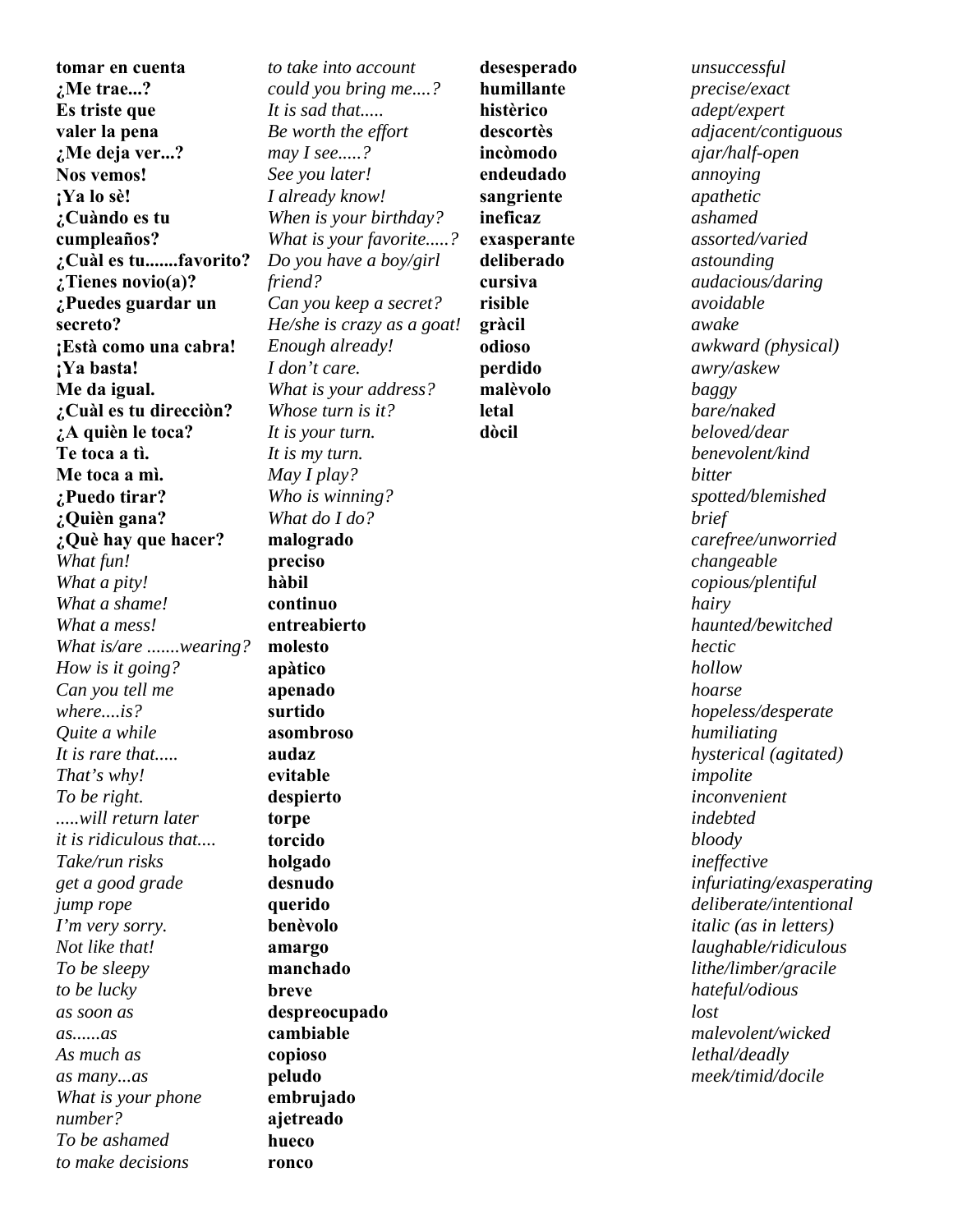**tomar en cuenta**
**¿Me trae...?**
**Es triste que**
**valer la pena**
**¿Me deja ver...?**
**Nos vemos!**
**¡Ya lo sè!**
**¿Cuàndo es tu cumpleaños?**
**¿Cuàl es tu.......favorito?**
**¿Tienes novio(a)?**
**¿Puedes guardar un secreto?**
**¡Està como una cabra!**
**¡Ya basta!**
**Me da igual.**
**¿Cuàl es tu direcciòn?**
**¿A quièn le toca?**
**Te toca a tì.**
**Me toca a mì.**
**¿Puedo tirar?**
**¿Quièn gana?**
**¿Què hay que hacer?**
*What fun!*
*What a pity!*
*What a shame!*
*What a mess!*
*What is/are .......wearing?*
*How is it going?*
*Can you tell me where....is?*
*Quite a while*
*It is rare that.....*
*That's why!*
*To be right.*
*.....will return later*
*it is ridiculous that....*
*Take/run risks*
*get a good grade*
*jump rope*
*I'm very sorry.*
*Not like that!*
*To be sleepy*
*to be lucky*
*as soon as*
*as......as*
*As much as*
*as many...as*
*What is your phone number?*
*To be ashamed*
*to make decisions*

*to take into account*
*could you bring me....?*
*It is sad that.....*
*Be worth the effort*
*may I see.....?*
*See you later!*
*I already know!*
*When is your birthday?*
*What is your favorite.....?*
*Do you have a boy/girl friend?*
*Can you keep a secret?*
*He/she is crazy as a goat!*
*Enough already!*
*I don't care.*
*What is your address?*
*Whose turn is it?*
*It is your turn.*
*It is my turn.*
*May I play?*
*Who is winning?*
*What do I do?*
**malogrado**
**preciso**
**hàbil**
**continuo**
**entreabierto**
**molesto**
**apàtico**
**apenado**
**surtido**
**asombroso**
**audaz**
**evitable**
**despierto**
**torpe**
**torcido**
**holgado**
**desnudo**
**querido**
**benèvolo**
**amargo**
**manchado**
**breve**
**despreocupado**
**cambiable**
**copioso**
**peludo**
**embrujado**
**ajetreado**
**hueco**
**ronco**

**desesperado**
**humillante**
**histèrico**
**descortès**
**incòmodo**
**endeudado**
**sangriente**
**ineficaz**
**exasperante**
**deliberado**
**cursiva**
**risible**
**gràcil**
**odioso**
**perdido**
**malèvolo**
**letal**
**dòcil**

*unsuccessful*
*precise/exact*
*adept/expert*
*adjacent/contiguous*
*ajar/half-open*
*annoying*
*apathetic*
*ashamed*
*assorted/varied*
*astounding*
*audacious/daring*
*avoidable*
*awake*
*awkward (physical)*
*awry/askew*
*baggy*
*bare/naked*
*beloved/dear*
*benevolent/kind*
*bitter*
*spotted/blemished*
*brief*
*carefree/unworried*
*changeable*
*copious/plentiful*
*hairy*
*haunted/bewitched*
*hectic*
*hollow*
*hoarse*
*hopeless/desperate*
*humiliating*
*hysterical (agitated)*
*impolite*
*inconvenient*
*indebted*
*bloody*
*ineffective*
*infuriating/exasperating*
*deliberate/intentional*
*italic (as in letters)*
*laughable/ridiculous*
*lithe/limber/gracile*
*hateful/odious*
*lost*
*malevolent/wicked*
*lethal/deadly*
*meek/timid/docile*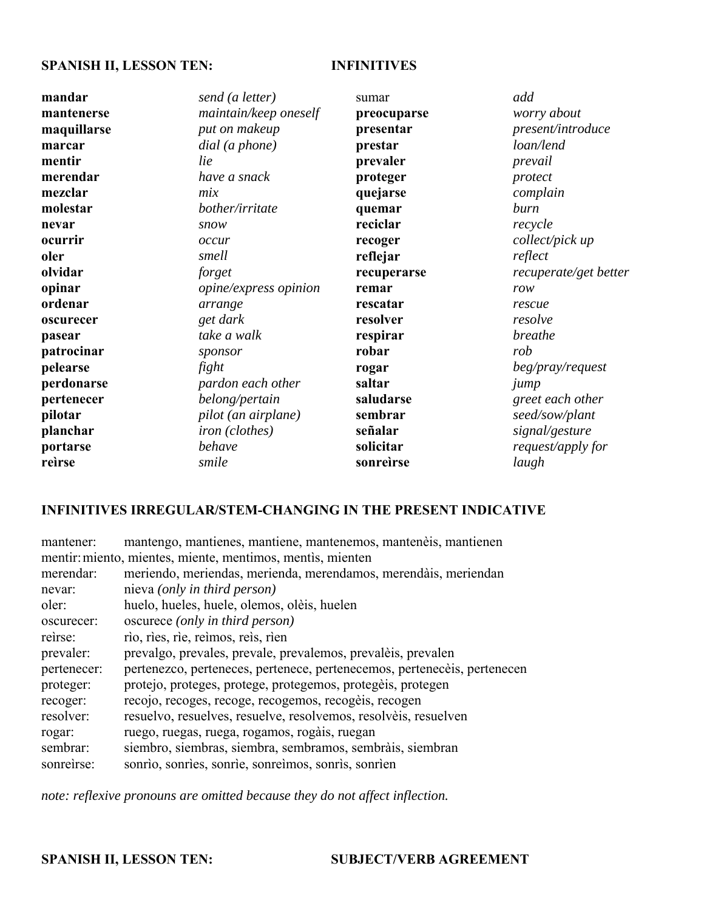## SPANISH II, LESSON TEN: INFINITIVES

| | | | |
|---|---|---|---|
| **mandar** | *send (a letter)* | sumar | *add* |
| **mantenerse** | *maintain/keep oneself* | **preocuparse** | *worry about* |
| **maquillarse** | *put on makeup* | **presentar** | *present/introduce* |
| **marcar** | *dial (a phone)* | **prestar** | *loan/lend* |
| **mentir** | *lie* | **prevaler** | *prevail* |
| **merendar** | *have a snack* | **proteger** | *protect* |
| **mezclar** | *mix* | **quejarse** | *complain* |
| **molestar** | *bother/irritate* | **quemar** | *burn* |
| **nevar** | *snow* | **reciclar** | *recycle* |
| **ocurrir** | *occur* | **recoger** | *collect/pick up* |
| **oler** | *smell* | **reflejar** | *reflect* |
| **olvidar** | *forget* | **recuperarse** | *recuperate/get better* |
| **opinar** | *opine/express opinion* | **remar** | *row* |
| **ordenar** | *arrange* | **rescatar** | *rescue* |
| **oscurecer** | *get dark* | **resolver** | *resolve* |
| **pasear** | *take a walk* | **respirar** | *breathe* |
| **patrocinar** | *sponsor* | **robar** | *rob* |
| **pelearse** | *fight* | **rogar** | *beg/pray/request* |
| **perdonarse** | *pardon each other* | **saltar** | *jump* |
| **pertenecer** | *belong/pertain* | **saludarse** | *greet each other* |
| **pilotar** | *pilot (an airplane)* | **sembrar** | *seed/sow/plant* |
| **planchar** | *iron (clothes)* | **señalar** | *signal/gesture* |
| **portarse** | *behave* | **solicitar** | *request/apply for* |
| **reìrse** | *smile* | **sonreìrse** | *laugh* |

## INFINITIVES IRREGULAR/STEM-CHANGING IN THE PRESENT INDICATIVE

| | |
|---|---|
| mantener: | mantengo, mantienes, mantiene, mantenemos, mantenèis, mantienen |
| mentir: | miento, mientes, miente, mentimos, mentìs, mienten |
| merendar: | meriendo, meriendas, merienda, merendamos, merendàis, meriendan |
| nevar: | nieva *(only in third person)* |
| oler: | huelo, hueles, huele, olemos, olèis, huelen |
| oscurecer: | oscurece *(only in third person)* |
| reìrse: | rìo, rìes, rìe, reìmos, reìs, rìen |
| prevaler: | prevalgo, prevales, prevale, prevalemos, prevalèis, prevalen |
| pertenecer: | pertenezco, perteneces, pertenece, pertenecemos, pertenecèis, pertenecen |
| proteger: | protejo, proteges, protege, protegemos, protegèis, protegen |
| recoger: | recojo, recoges, recoge, recogemos, recogèis, recogen |
| resolver: | resuelvo, resuelves, resuelve, resolvemos, resolvèis, resuelven |
| rogar: | ruego, ruegas, ruega, rogamos, rogàis, ruegan |
| sembrar: | siembro, siembras, siembra, sembramos, sembràis, siembran |
| sonreìrse: | sonrìo, sonrìes, sonrìe, sonreìmos, sonrìs, sonrìen |

*note: reflexive pronouns are omitted because they do not affect inflection.*

## SPANISH II, LESSON TEN: SUBJECT/VERB AGREEMENT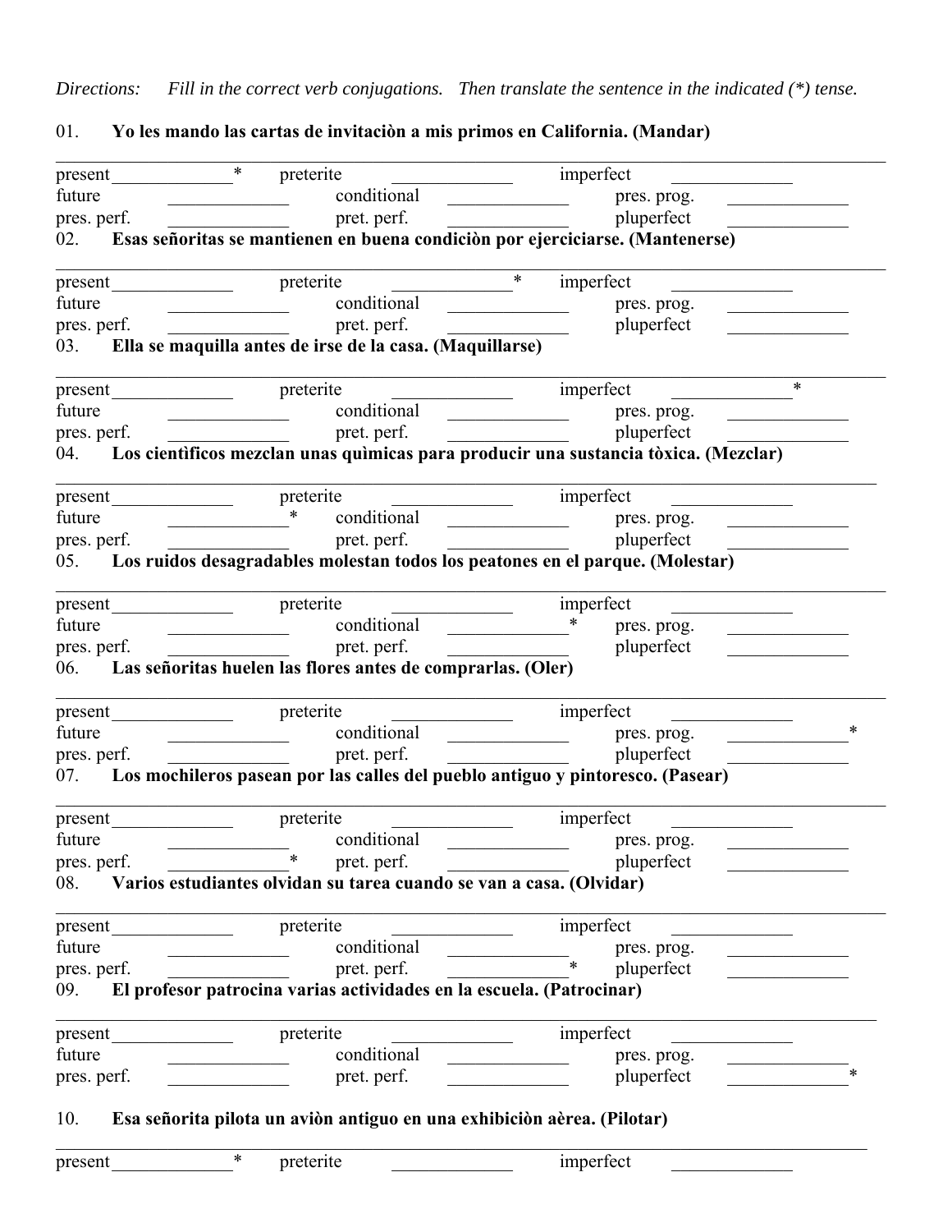*Directions:* *Fill in the correct verb conjugations. Then translate the sentence in the indicated (*) tense.*

01. **Yo les mando las cartas de invitaciòn a mis primos en California. (Mandar)**

______________________________________________________________________________

| | | | | | |
|---|---|---|---|---|---|
| present | ____________* | preterite | ____________ | imperfect | ____________ |
| future | ____________ | conditional | ____________ | pres. prog. | ____________ |
| pres. perf. | ____________ | pret. perf. | ____________ | pluperfect | ____________ |

02. **Esas señoritas se mantienen en buena condiciòn por ejerciciarse. (Mantenerse)**

______________________________________________________________________________

| | | | | | |
|---|---|---|---|---|---|
| present | ____________ | preterite | ____________* | imperfect | ____________ |
| future | ____________ | conditional | ____________ | pres. prog. | ____________ |
| pres. perf. | ____________ | pret. perf. | ____________ | pluperfect | ____________ |

03. **Ella se maquilla antes de irse de la casa. (Maquillarse)**

______________________________________________________________________________

| | | | | | |
|---|---|---|---|---|---|
| present | ____________ | preterite | ____________ | imperfect | ____________* |
| future | ____________ | conditional | ____________ | pres. prog. | ____________ |
| pres. perf. | ____________ | pret. perf. | ____________ | pluperfect | ____________ |

04. **Los cientìficos mezclan unas quìmicas para producir una sustancia tòxica. (Mezclar)**

______________________________________________________________________________

| | | | | | |
|---|---|---|---|---|---|
| present | ____________ | preterite | ____________ | imperfect | ____________ |
| future | ____________* | conditional | ____________ | pres. prog. | ____________ |
| pres. perf. | ____________ | pret. perf. | ____________ | pluperfect | ____________ |

05. **Los ruidos desagradables molestan todos los peatones en el parque. (Molestar)**

______________________________________________________________________________

| | | | | | |
|---|---|---|---|---|---|
| present | ____________ | preterite | ____________ | imperfect | ____________ |
| future | ____________ | conditional | ____________* | pres. prog. | ____________ |
| pres. perf. | ____________ | pret. perf. | ____________ | pluperfect | ____________ |

06. **Las señoritas huelen las flores antes de comprarlas. (Oler)**

______________________________________________________________________________

| | | | | | |
|---|---|---|---|---|---|
| present | ____________ | preterite | ____________ | imperfect | ____________ |
| future | ____________ | conditional | ____________ | pres. prog. | ____________* |
| pres. perf. | ____________ | pret. perf. | ____________ | pluperfect | ____________ |

07. **Los mochileros pasean por las calles del pueblo antiguo y pintoresco. (Pasear)**

______________________________________________________________________________

| | | | | | |
|---|---|---|---|---|---|
| present | ____________ | preterite | ____________ | imperfect | ____________ |
| future | ____________ | conditional | ____________ | pres. prog. | ____________ |
| pres. perf. | ____________* | pret. perf. | ____________ | pluperfect | ____________ |

08. **Varios estudiantes olvidan su tarea cuando se van a casa. (Olvidar)**

______________________________________________________________________________

| | | | | | |
|---|---|---|---|---|---|
| present | ____________ | preterite | ____________ | imperfect | ____________ |
| future | ____________ | conditional | ____________ | pres. prog. | ____________ |
| pres. perf. | ____________ | pret. perf. | ____________* | pluperfect | ____________ |

09. **El profesor patrocina varias actividades en la escuela. (Patrocinar)**

______________________________________________________________________________

| | | | | | |
|---|---|---|---|---|---|
| present | ____________ | preterite | ____________ | imperfect | ____________ |
| future | ____________ | conditional | ____________ | pres. prog. | ____________ |
| pres. perf. | ____________ | pret. perf. | ____________ | pluperfect | ____________* |

10. **Esa señorita pilota un aviòn antiguo en una exhibiciòn aèrea. (Pilotar)**

______________________________________________________________________________

| | | | | | |
|---|---|---|---|---|---|
| present | ____________* | preterite | ____________ | imperfect | ____________ |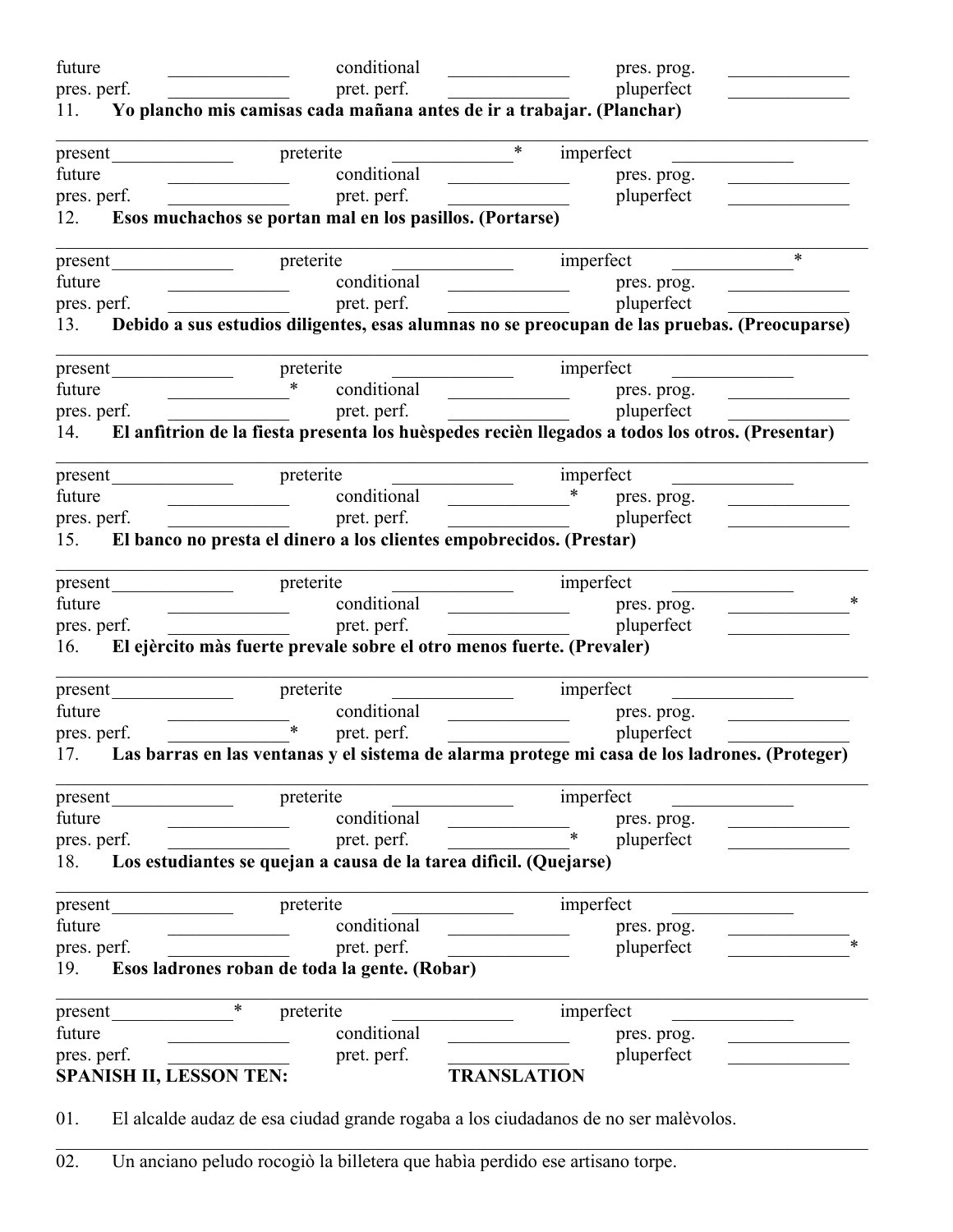future _____________ conditional _____________ pres. prog. _____________
pres. perf. _____________ pret. perf. _____________ pluperfect _____________

11. **Yo plancho mis camisas cada mañana antes de ir a trabajar. (Planchar)**

_______________________________________________________________________________

present _____________ preterite _____________* imperfect _____________
future _____________ conditional _____________ pres. prog. _____________
pres. perf. _____________ pret. perf. _____________ pluperfect _____________

12. **Esos muchachos se portan mal en los pasillos. (Portarse)**

_______________________________________________________________________________

present _____________ preterite _____________ imperfect _____________*
future _____________ conditional _____________ pres. prog. _____________
pres. perf. _____________ pret. perf. _____________ pluperfect _____________

13. **Debido a sus estudios diligentes, esas alumnas no se preocupan de las pruebas. (Preocuparse)**

_______________________________________________________________________________

present _____________ preterite _____________ imperfect _____________
future _____________* conditional _____________ pres. prog. _____________
pres. perf. _____________ pret. perf. _____________ pluperfect _____________

14. **El anfitrion de la fiesta presenta los huèspedes reciѐn llegados a todos los otros. (Presentar)**

_______________________________________________________________________________

present _____________ preterite _____________ imperfect _____________
future _____________ conditional _____________* pres. prog. _____________
pres. perf. _____________ pret. perf. _____________ pluperfect _____________

15. **El banco no presta el dinero a los clientes empobrecidos. (Prestar)**

_______________________________________________________________________________

present _____________ preterite _____________ imperfect _____________
future _____________ conditional _____________ pres. prog. _____________*
pres. perf. _____________ pret. perf. _____________ pluperfect _____________

16. **El ejѐrcito màs fuerte prevale sobre el otro menos fuerte. (Prevaler)**

_______________________________________________________________________________

present _____________ preterite _____________ imperfect _____________
future _____________ conditional _____________ pres. prog. _____________
pres. perf. _____________* pret. perf. _____________ pluperfect _____________

17. **Las barras en las ventanas y el sistema de alarma protege mi casa de los ladrones. (Proteger)**

_______________________________________________________________________________

present _____________ preterite _____________ imperfect _____________
future _____________ conditional _____________ pres. prog. _____________
pres. perf. _____________ pret. perf. _____________* pluperfect _____________

18. **Los estudiantes se quejan a causa de la tarea dificil. (Quejarse)**

_______________________________________________________________________________

present _____________ preterite _____________ imperfect _____________
future _____________ conditional _____________ pres. prog. _____________
pres. perf. _____________ pret. perf. _____________ pluperfect _____________*

19. **Esos ladrones roban de toda la gente. (Robar)**

_______________________________________________________________________________

present _____________* preterite _____________ imperfect _____________
future _____________ conditional _____________ pres. prog. _____________
pres. perf. _____________ pret. perf. _____________ pluperfect _____________

**SPANISH II, LESSON TEN: TRANSLATION**

01. El alcalde audaz de esa ciudad grande rogaba a los ciudadanos de no ser malèvolos.

_______________________________________________________________________________

02. Un anciano peludo rocogiò la billetera que habìa perdido ese artisano torpe.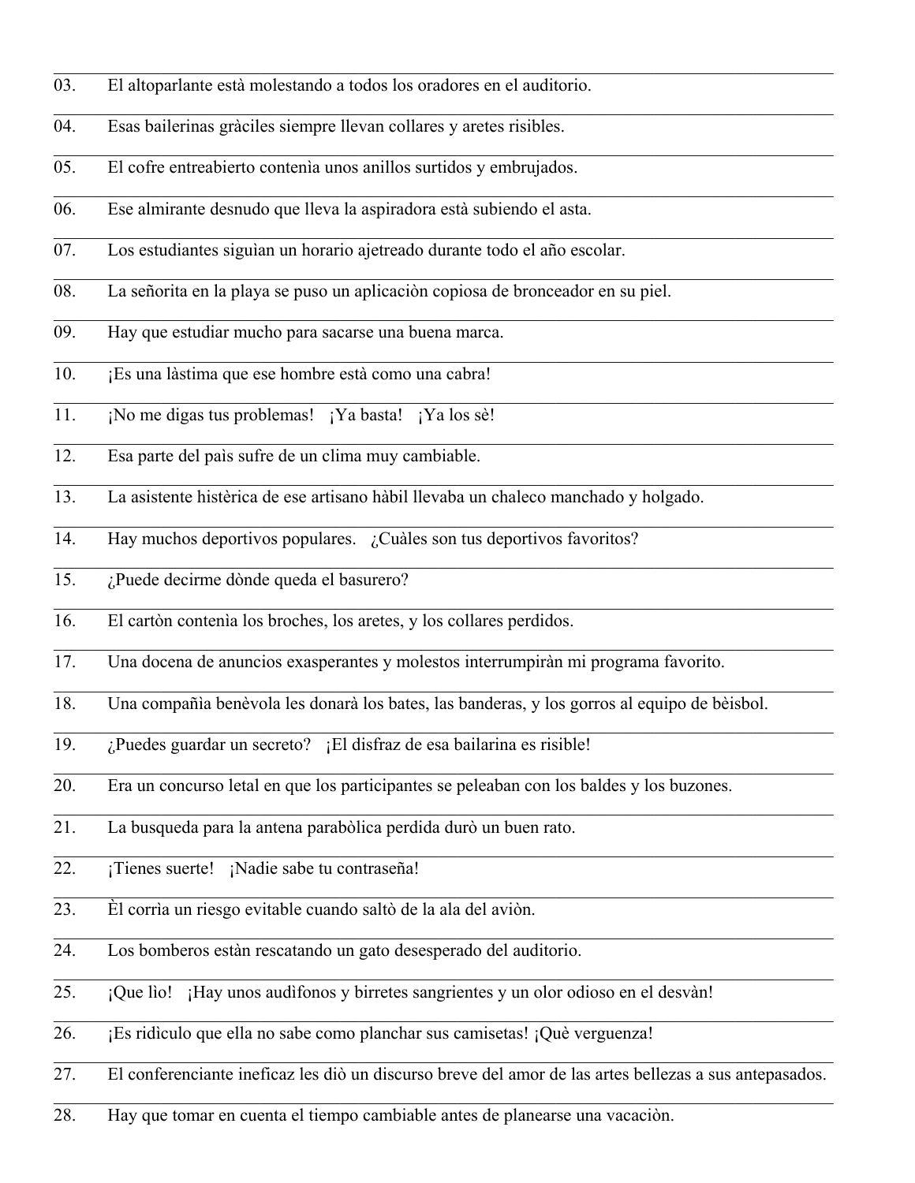03. El altoparlante està molestando a todos los oradores en el auditorio.

04. Esas bailerinas gràciles siempre llevan collares y aretes risibles.

05. El cofre entreabierto contenìa unos anillos surtidos y embrujados.

06. Ese almirante desnudo que lleva la aspiradora està subiendo el asta.

07. Los estudiantes siguìan un horario ajetreado durante todo el año escolar.

08. La señorita en la playa se puso un aplicaciòn copiosa de bronceador en su piel.

09. Hay que estudiar mucho para sacarse una buena marca.

10. ¡Es una làstima que ese hombre està como una cabra!

11. ¡No me digas tus problemas! ¡Ya basta! ¡Ya los sè!

12. Esa parte del paìs sufre de un clima muy cambiable.

13. La asistente histèrica de ese artisano hàbil llevaba un chaleco manchado y holgado.

14. Hay muchos deportivos populares. ¿Cuàles son tus deportivos favoritos?

15. ¿Puede decirme dònde queda el basurero?

16. El cartòn contenìa los broches, los aretes, y los collares perdidos.

17. Una docena de anuncios exasperantes y molestos interrumpiràn mi programa favorito.

18. Una compañìa benèvola les donarà los bates, las banderas, y los gorros al equipo de bèisbol.

19. ¿Puedes guardar un secreto? ¡El disfraz de esa bailarina es risible!

20. Era un concurso letal en que los participantes se peleaban con los baldes y los buzones.

21. La busqueda para la antena parabòlica perdida durò un buen rato.

22. ¡Tienes suerte! ¡Nadie sabe tu contraseña!

23. Èl corrìa un riesgo evitable cuando saltò de la ala del aviòn.

24. Los bomberos estàn rescatando un gato desesperado del auditorio.

25. ¡Que lìo! ¡Hay unos audìfonos y birretes sangrientes y un olor odioso en el desvàn!

26. ¡Es ridìculo que ella no sabe como planchar sus camisetas! ¡Què verguenza!

27. El conferenciante ineficaz les diò un discurso breve del amor de las artes bellezas a sus antepasados.

28. Hay que tomar en cuenta el tiempo cambiable antes de planearse una vacaciòn.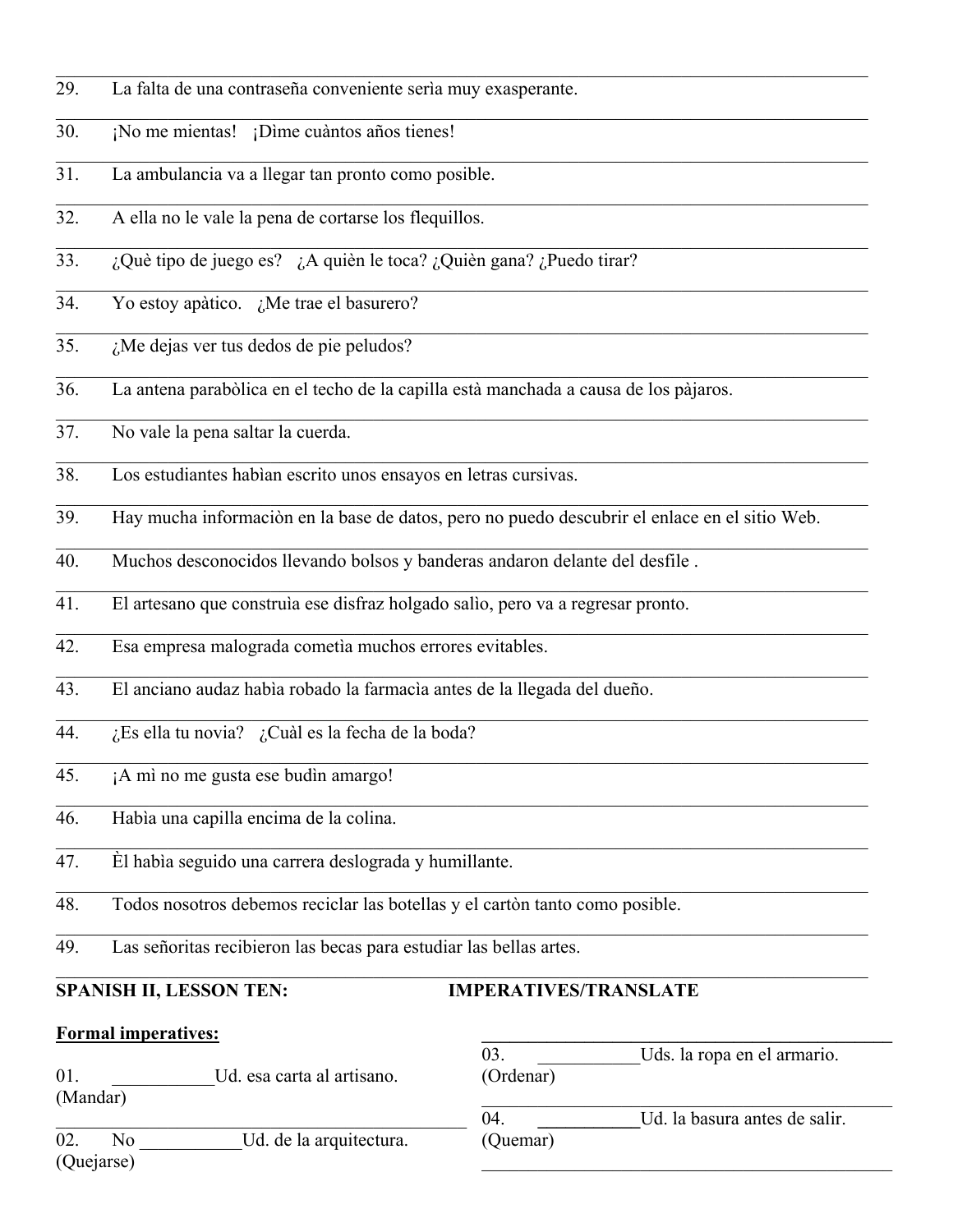29. La falta de una contraseña conveniente serìa muy exasperante.

30. ¡No me mientas! ¡Dìme cuàntos años tienes!

31. La ambulancia va a llegar tan pronto como posible.

32. A ella no le vale la pena de cortarse los flequillos.

33. ¿Què tipo de juego es? ¿A quièn le toca? ¿Quièn gana? ¿Puedo tirar?

34. Yo estoy apàtico. ¿Me trae el basurero?

35. ¿Me dejas ver tus dedos de pie peludos?

36. La antena parabòlica en el techo de la capilla està manchada a causa de los pàjaros.

37. No vale la pena saltar la cuerda.

38. Los estudiantes habìan escrito unos ensayos en letras cursivas.

39. Hay mucha informaciòn en la base de datos, pero no puedo descubrir el enlace en el sitio Web.

40. Muchos desconocidos llevando bolsos y banderas andaron delante del desfile .

41. El artesano que construìa ese disfraz holgado salìo, pero va a regresar pronto.

42. Esa empresa malograda cometìa muchos errores evitables.

43. El anciano audaz habìa robado la farmacìa antes de la llegada del dueño.

44. ¿Es ella tu novia? ¿Cuàl es la fecha de la boda?

45. ¡A mì no me gusta ese budìn amargo!

46. Habìa una capilla encima de la colina.

47. Èl habìa seguido una carrera deslograda y humillante.

48. Todos nosotros debemos reciclar las botellas y el cartòn tanto como posible.

49. Las señoritas recibieron las becas para estudiar las bellas artes.

## SPANISH II, LESSON TEN: IMPERATIVES/TRANSLATE

**Formal imperatives:**

01. ___________Ud. esa carta al artisano. (Mandar)

02. No ___________Ud. de la arquitectura. (Quejarse)

03. ___________Uds. la ropa en el armario. (Ordenar)

04. ___________Ud. la basura antes de salir. (Quemar)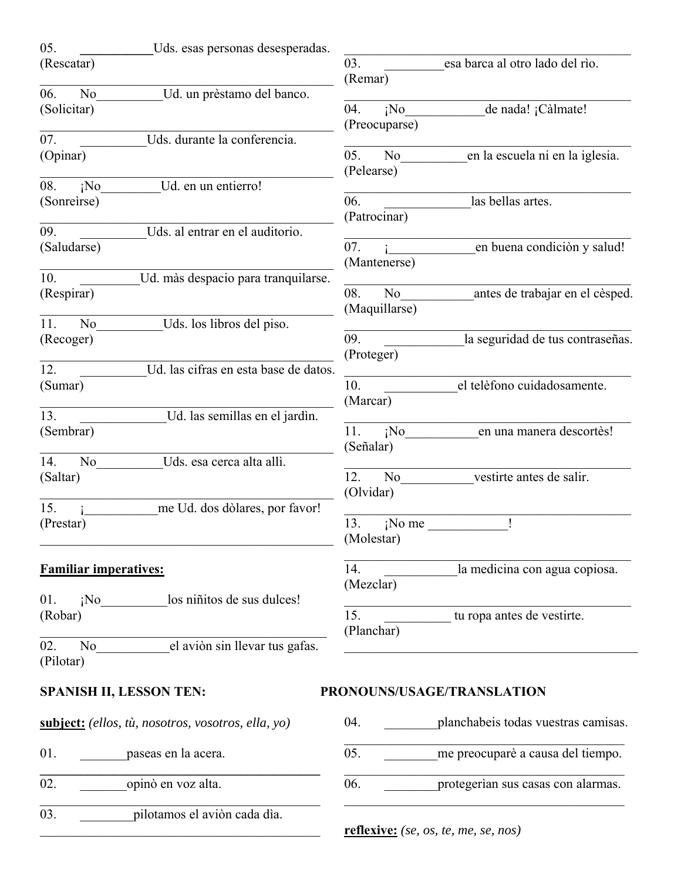05. ___________Uds. esas personas desesperadas.
(Rescatar)

_____________________________________________

06. No__________Ud. un prèstamo del banco.
(Solicitar)

_____________________________________________

07. __________Uds. durante la conferencia.
(Opinar)

_____________________________________________

08. ¡No_________Ud. en un entierro!
(Sonreìrse)

_____________________________________________

09. __________Uds. al entrar en el auditorio.
(Saludarse)

_____________________________________________

10. _________Ud. màs despacio para tranquilarse.
(Respirar)

_____________________________________________

11. No__________Uds. los libros del piso.
(Recoger)

_____________________________________________

12. __________Ud. las cifras en esta base de datos.
(Sumar)

_____________________________________________

13. _____________Ud. las semillas en el jardìn.
(Sembrar)

_____________________________________________

14. No__________Uds. esa cerca alta allì.
(Saltar)

_____________________________________________

15. ¡___________me Ud. dos dòlares, por favor!
(Prestar)

_____________________________________________

**Familiar imperatives:**

01. ¡No__________los niñitos de sus dulces!
(Robar)

_____________________________________________

02. No___________el aviòn sin llevar tus gafas.
(Pilotar)

_____________________________________________

03. _________esa barca al otro lado del rìo.
(Remar)

_____________________________________________

04. ¡No____________de nada! ¡Càlmate!
(Preocuparse)

_____________________________________________

05. No__________en la escuela ni en la iglesia.
(Pelearse)

_____________________________________________

06. _____________las bellas artes.
(Patrocinar)

_____________________________________________

07. ¡_____________en buena condiciòn y salud!
(Mantenerse)

_____________________________________________

08. No___________antes de trabajar en el cèsped.
(Maquillarse)

_____________________________________________

09. ____________la seguridad de tus contraseñas.
(Proteger)

_____________________________________________

10. ___________el telèfono cuidadosamente.
(Marcar)

_____________________________________________

11. ¡No___________en una manera descortès!
(Señalar)

_____________________________________________

12. No___________vestirte antes de salir.
(Olvidar)

_____________________________________________

13. ¡No me ____________!
(Molestar)

_____________________________________________

14. ___________la medicina con agua copiosa.
(Mezclar)

_____________________________________________

15. __________ tu ropa antes de vestirte.
(Planchar)

_____________________________________________

## SPANISH II, LESSON TEN: PRONOUNS/USAGE/TRANSLATION

**subject:** *(ellos, tù, nosotros, vosotros, ella, yo)*

01. _______paseas en la acera.

_____________________________________________

02. _______opinò en voz alta.

_____________________________________________

03. ________pilotamos el aviòn cada dìa.

_____________________________________________

04. ________planchabeis todas vuestras camisas.

_____________________________________________

05. ________me preocuparè a causa del tiempo.

_____________________________________________

06. ________protegerìan sus casas con alarmas.

_____________________________________________

**reflexive:** *(se, os, te, me, se, nos)*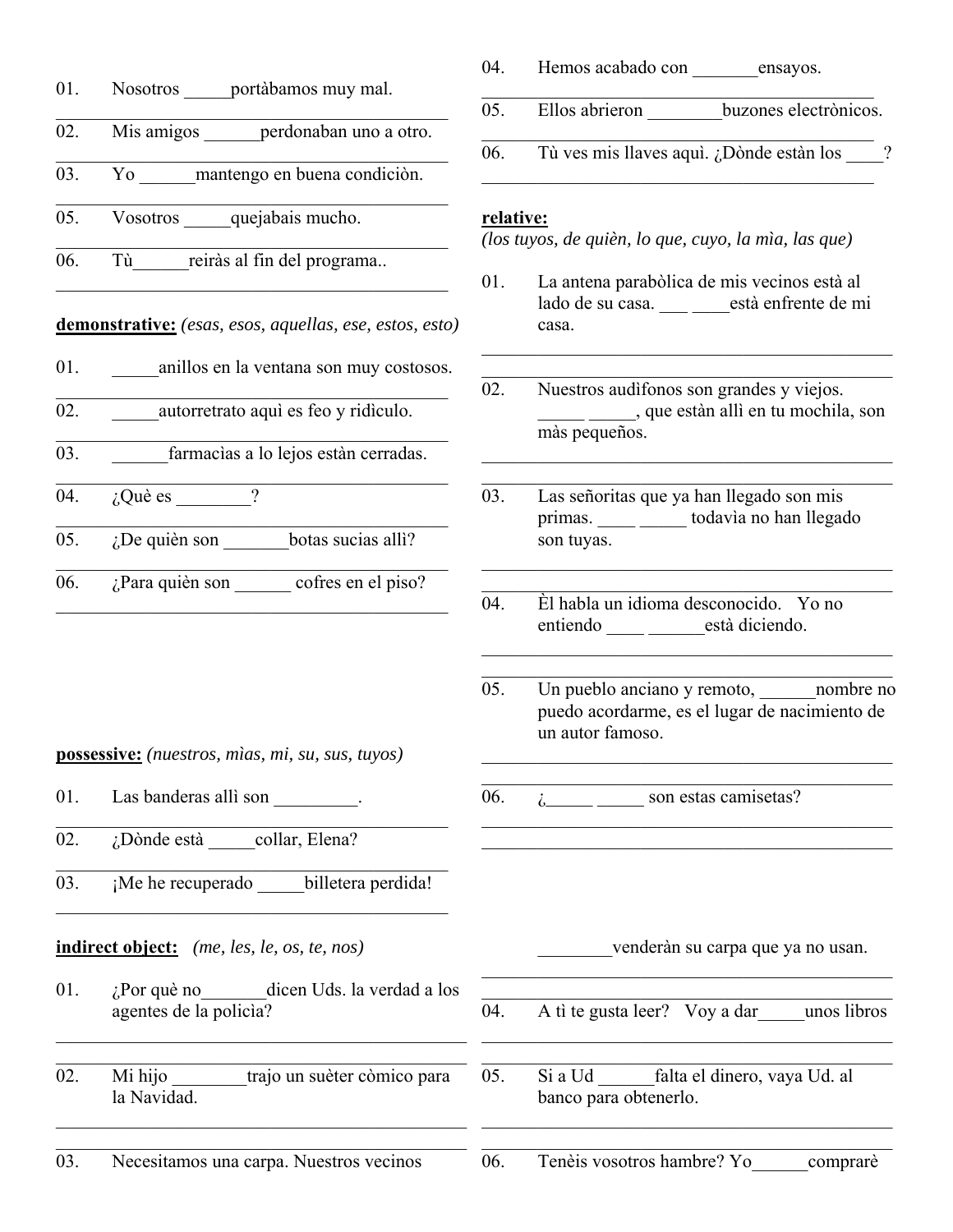01. Nosotros _____portàbamos muy mal.

02. Mis amigos ______perdonaban uno a otro.

03. Yo ______mantengo en buena condiciòn.

05. Vosotros _____quejabais mucho.

06. Tù______reiràs al fin del programa..

**demonstrative:** *(esas, esos, aquellas, ese, estos, esto)*

01. _____anillos en la ventana son muy costosos.

02. _____autorretrato aquì es feo y ridìculo.

03. ______farmacìas a lo lejos estàn cerradas.

04. ¿Què es ________?

05. ¿De quièn son _______botas sucias allì?

06. ¿Para quièn son ______ cofres en el piso?

**possessive:** *(nuestros, mìas, mi, su, sus, tuyos)*

01. Las banderas allì son _________.

02. ¿Dònde està _____collar, Elena?

03. ¡Me he recuperado _____billetera perdida!

04. Hemos acabado con _______ensayos.

05. Ellos abrieron ________buzones electrònicos.

06. Tù ves mis llaves aquì. ¿Dònde estàn los ____?

**indirect object:** *(me, les, le, os, te, nos)*

01. ¿Por què no_______dicen Uds. la verdad a los agentes de la policìa?

02. Mi hijo ________trajo un suèter còmico para la Navidad.

03. Necesitamos una carpa. Nuestros vecinos ________venderàn su carpa que ya no usan.

04. A tì te gusta leer? Voy a dar_____unos libros

05. Si a Ud ______falta el dinero, vaya Ud. al banco para obtenerlo.

06. Tenèis vosotros hambre? Yo______comprarè

**relative:**
*(los tuyos, de quièn, lo que, cuyo, la mìa, las que)*

01. La antena parabòlica de mis vecinos està al lado de su casa. ___ ____està enfrente de mi casa.

02. Nuestros audìfonos son grandes y viejos. _____ _____, que estàn allì en tu mochila, son màs pequeños.

03. Las señoritas que ya han llegado son mis primas. ____ _____ todavìa no han llegado son tuyas.

04. Èl habla un idioma desconocido. Yo no entiendo ____ ______està diciendo.

05. Un pueblo anciano y remoto, ______nombre no puedo acordarme, es el lugar de nacimiento de un autor famoso.

06. ¿_____ _____ son estas camisetas?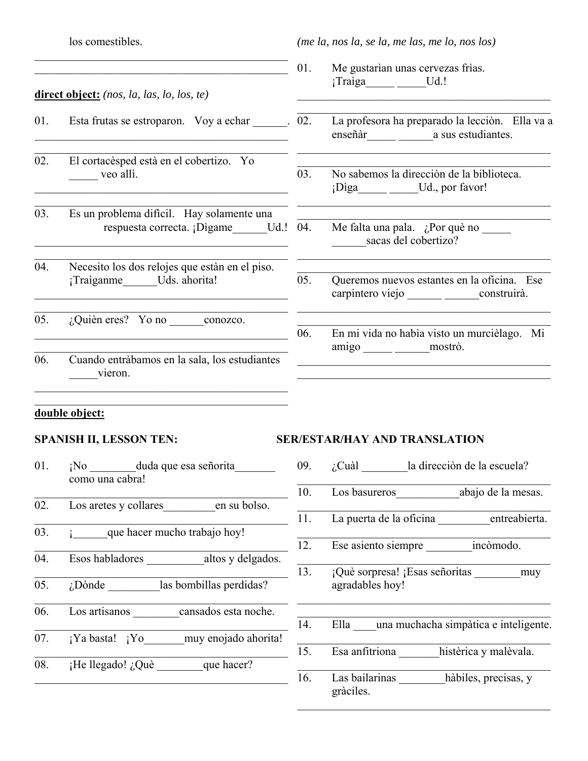los comestibles.

______________________________________________

______________________________________________

**direct object:** *(nos, la, las, lo, los, te)*

01. Esta frutas se estroparon. Voy a echar ______.

______________________________________________

______________________________________________

02. El cortacèsped està en el cobertizo. Yo _____ veo allì.

______________________________________________

______________________________________________

03. Es un problema dificil. Hay solamente una respuesta correcta. ¡Dìgame______Ud.!

______________________________________________

______________________________________________

04. Necesito los dos relojes que estàn en el piso. ¡Traìganme______Uds. ahorita!

______________________________________________

______________________________________________

05. ¿Quièn eres? Yo no ______conozco.

______________________________________________

______________________________________________

06. Cuando entràbamos en la sala, los estudiantes _____vieron.

______________________________________________

______________________________________________

**double object:**

*(me la, nos la, se la, me las, me lo, nos los)*

01. Me gustarìan unas cervezas frìas. ¡Traìga_____ _____Ud.!

______________________________________________

______________________________________________

02. La profesora ha preparado la lecciòn. Ella va a enseñàr_____ ______a sus estudiantes.

______________________________________________

______________________________________________

03. No sabemos la direcciòn de la biblioteca. ¡Dìga_____ _____Ud., por favor!

______________________________________________

______________________________________________

04. Me falta una pala. ¿Por què no _____ ______sacas del cobertizo?

______________________________________________

______________________________________________

05. Queremos nuevos estantes en la oficina. Ese carpintero viejo ______ ______construirà.

______________________________________________

______________________________________________

06. En mi vida no habia visto un murcièlago. Mi amigo _____ ______mostrò.

______________________________________________

______________________________________________

## SPANISH II, LESSON TEN: SER/ESTAR/HAY AND TRANSLATION

01. ¡No ________duda que esa señorita_______ como una cabra!

______________________________________________

02. Los aretes y collares_________en su bolso.

______________________________________________

03. ¡______que hacer mucho trabajo hoy!

______________________________________________

04. Esos habladores __________altos y delgados.

______________________________________________

05. ¿Dònde _________las bombillas perdidas?

______________________________________________

06. Los artisanos ________cansados esta noche.

______________________________________________

07. ¡Ya basta! ¡Yo_______muy enojado ahorita!

______________________________________________

08. ¡He llegado! ¿Què ________que hacer?

______________________________________________

09. ¿Cuàl ________la direcciòn de la escuela?

______________________________________________

10. Los basureros___________abajo de la mesas.

______________________________________________

11. La puerta de la oficina _________entreabierta.

______________________________________________

12. Ese asiento siempre ________incòmodo.

______________________________________________

13. ¡Què sorpresa! ¡Esas señoritas ________muy agradables hoy!

______________________________________________

14. Ella ____una muchacha simpàtica e inteligente.

______________________________________________

15. Esa anfitriona _______histèrica y malèvala.

______________________________________________

16. Las bailarinas ________hàbiles, precisas, y gràciles.

______________________________________________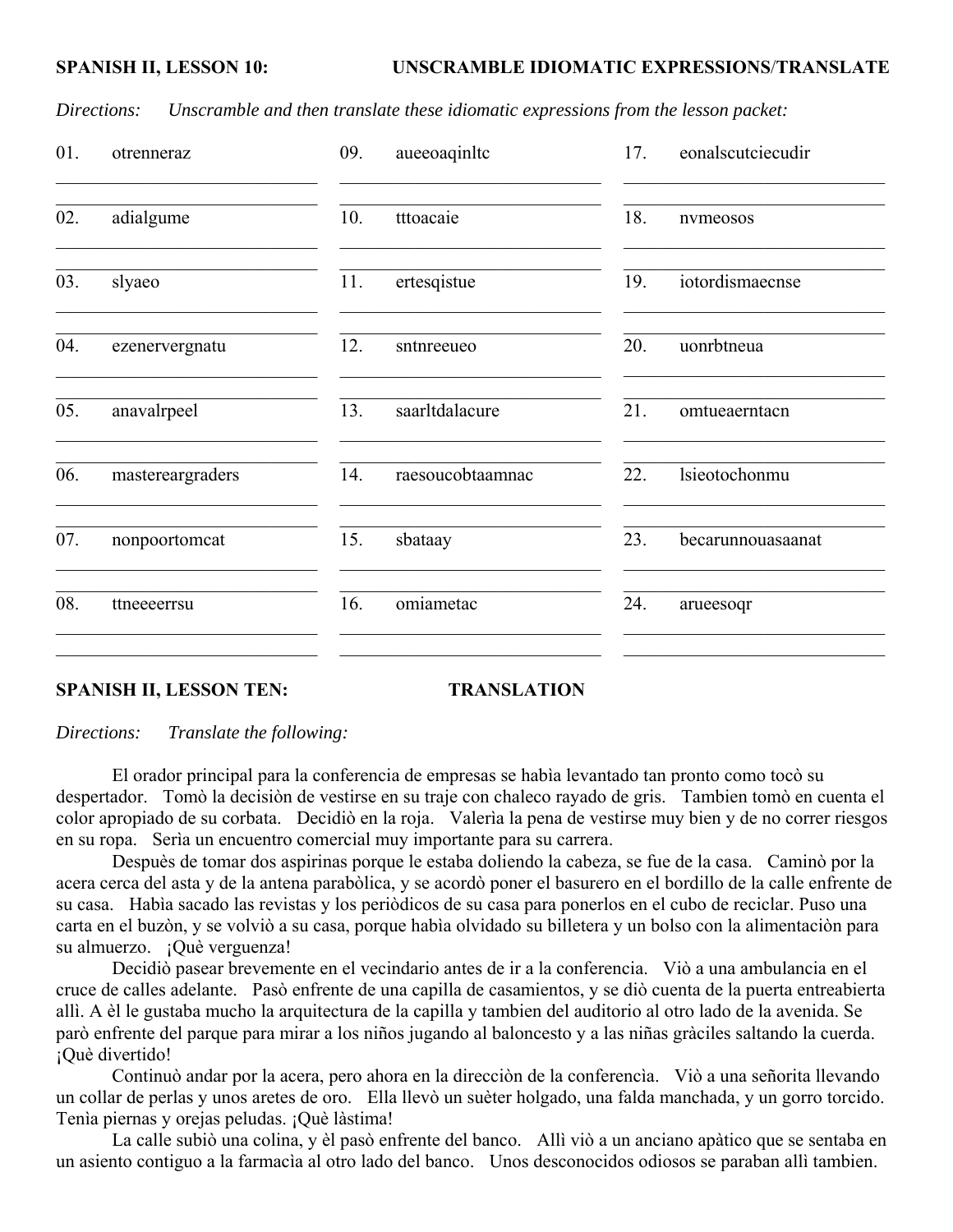**SPANISH II, LESSON 10: UNSCRAMBLE IDIOMATIC EXPRESSIONS/TRANSLATE**

*Directions: Unscramble and then translate these idiomatic expressions from the lesson packet:*

01. otrenneraz
02. adialgume
03. slyaeo
04. ezenervergnatu
05. anavalrpeel
06. mastereargraders
07. nonpoortomcat
08. ttneeeerrsu
09. aueeoaqinltc
10. tttoacaie
11. ertesqistue
12. sntnreeueo
13. saarltdalacure
14. raesoucobtaamnac
15. sbataay
16. omiametac
17. eonalscutciecudir
18. nvmeosos
19. iotordismaecnse
20. uonrbtneua
21. omtueaerntacn
22. lsieotochonmu
23. becarunnouasaanat
24. arueesoqr

**SPANISH II, LESSON TEN: TRANSLATION**

*Directions: Translate the following:*

El orador principal para la conferencia de empresas se habìa levantado tan pronto como tocò su despertador. Tomò la decisiòn de vestirse en su traje con chaleco rayado de gris. Tambien tomò en cuenta el color apropiado de su corbata. Decidiò en la roja. Valerìa la pena de vestirse muy bien y de no correr riesgos en su ropa. Serìa un encuentro comercial muy importante para su carrera.

Despuès de tomar dos aspirinas porque le estaba doliendo la cabeza, se fue de la casa. Caminò por la acera cerca del asta y de la antena parabòlica, y se acordò poner el basurero en el bordillo de la calle enfrente de su casa. Habìa sacado las revistas y los periòdicos de su casa para ponerlos en el cubo de reciclar. Puso una carta en el buzòn, y se volviò a su casa, porque habìa olvidado su billetera y un bolso con la alimentaciòn para su almuerzo. ¡Què verguenza!

Decidiò pasear brevemente en el vecindario antes de ir a la conferencia. Viò a una ambulancia en el cruce de calles adelante. Pasò enfrente de una capilla de casamientos, y se diò cuenta de la puerta entreabierta allì. A èl le gustaba mucho la arquitectura de la capilla y tambien del auditorio al otro lado de la avenida. Se parò enfrente del parque para mirar a los niños jugando al baloncesto y a las niñas gràciles saltando la cuerda. ¡Què divertido!

Continuò andar por la acera, pero ahora en la direcciòn de la conferencìa. Viò a una señorita llevando un collar de perlas y unos aretes de oro. Ella llevò un suèter holgado, una falda manchada, y un gorro torcido. Tenìa piernas y orejas peludas. ¡Què làstima!

La calle subiò una colina, y èl pasò enfrente del banco. Allì viò a un anciano apàtico que se sentaba en un asiento contiguo a la farmacìa al otro lado del banco. Unos desconocidos odiosos se paraban allì tambien.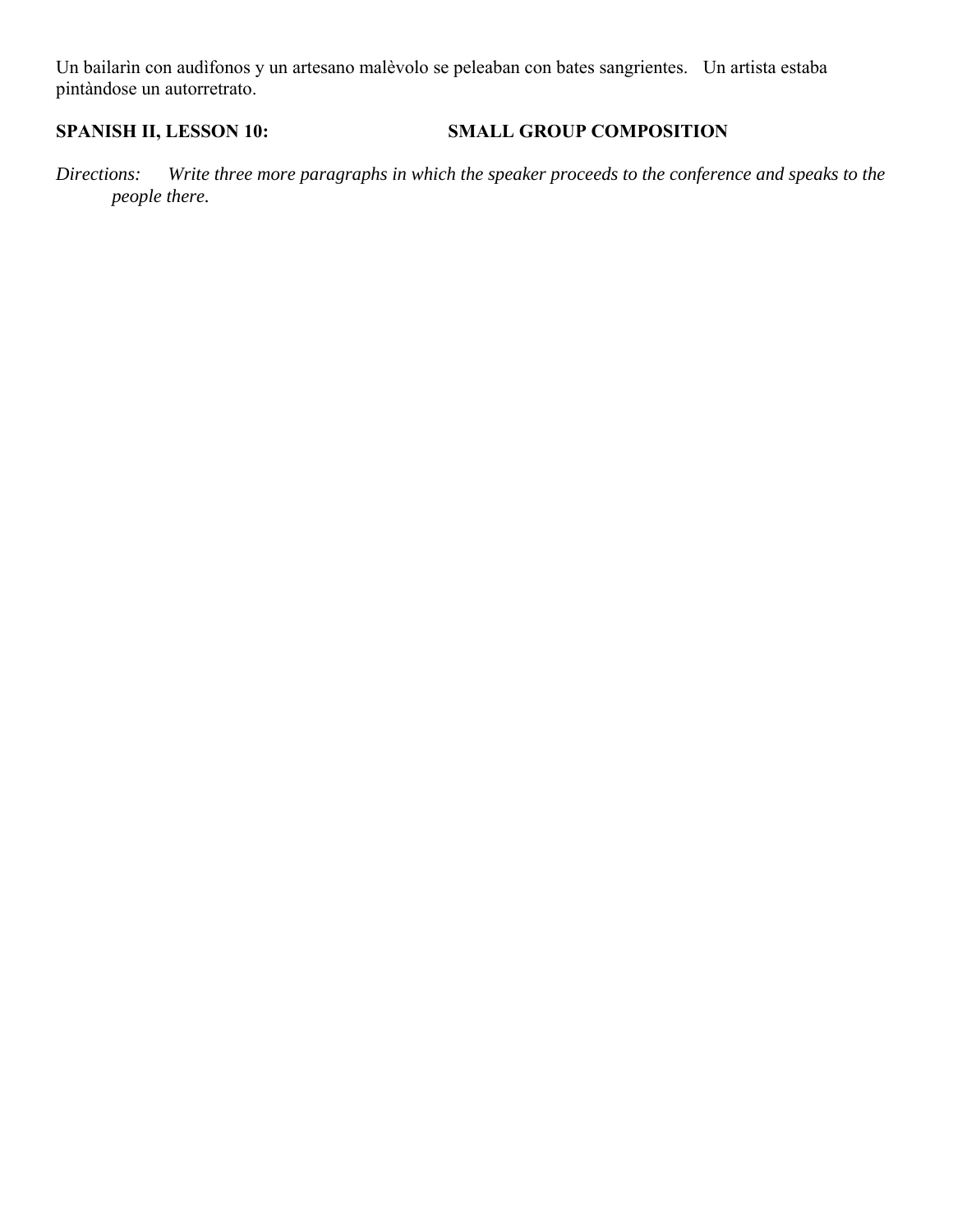Un bailarìn con audìfonos y un artesano malèvolo se peleaban con bates sangrientes. Un artista estaba pintàndose un autorretrato.

**SPANISH II, LESSON 10: SMALL GROUP COMPOSITION**

*Directions: Write three more paragraphs in which the speaker proceeds to the conference and speaks to the people there.*